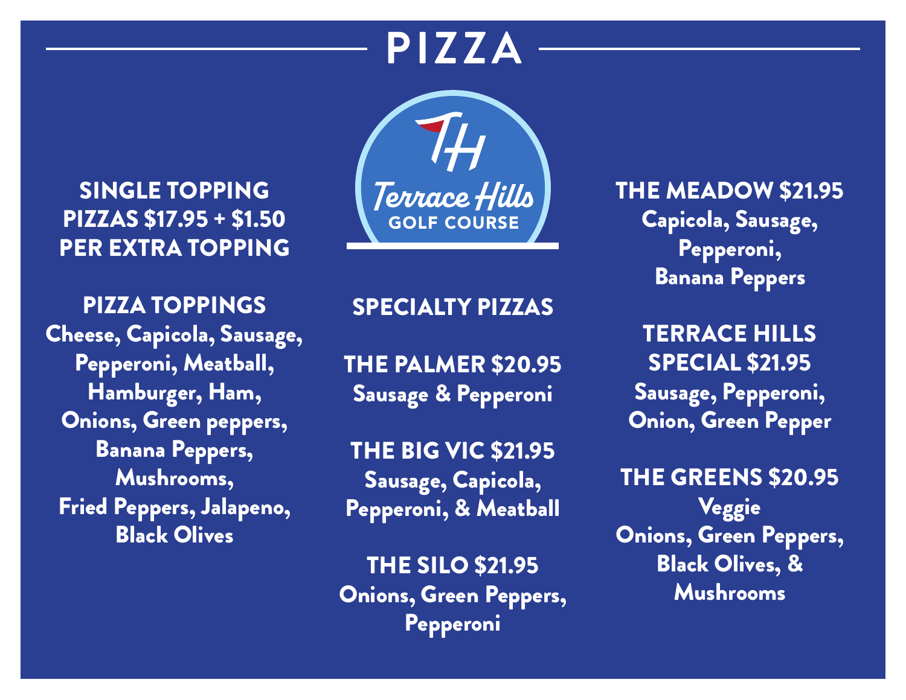# PIZZA

Terrace Hills
GOLF COURSE

## SINGLE TOPPING PIZZAS $17.95 + $1.50 PER EXTRA TOPPING

## PIZZA TOPPINGS

Cheese, Capicola, Sausage, Pepperoni, Meatball, Hamburger, Ham, Onions, Green peppers, Banana Peppers, Mushrooms, Fried Peppers, Jalapeno, Black Olives

## SPECIALTY PIZZAS

**THE PALMER $20.95**
Sausage & Pepperoni

**THE BIG VIC $21.95**
Sausage, Capicola, Pepperoni, & Meatball

**THE SILO $21.95**
Onions, Green Peppers, Pepperoni

**THE MEADOW $21.95**
Capicola, Sausage, Pepperoni, Banana Peppers

**TERRACE HILLS SPECIAL $21.95**
Sausage, Pepperoni, Onion, Green Pepper

**THE GREENS $20.95**
Veggie
Onions, Green Peppers, Black Olives, & Mushrooms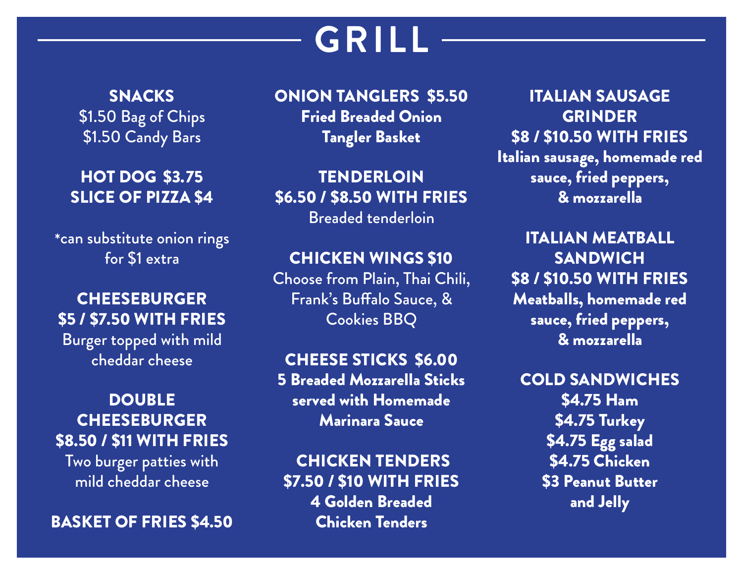# GRILL

### SNACKS

$1.50 Bag of Chips
$1.50 Candy Bars

### HOT DOG $3.75
### SLICE OF PIZZA $4

*can substitute onion rings for $1 extra

### CHEESEBURGER
### $5 / $7.50 WITH FRIES

Burger topped with mild cheddar cheese

### DOUBLE CHEESEBURGER
### $8.50 / $11 WITH FRIES

Two burger patties with mild cheddar cheese

### BASKET OF FRIES $4.50

### ONION TANGLERS $5.50

**Fried Breaded Onion Tangler Basket**

### TENDERLOIN
### $6.50 / $8.50 WITH FRIES

Breaded tenderloin

### CHICKEN WINGS $10

Choose from Plain, Thai Chili, Frank's Buffalo Sauce, & Cookies BBQ

### CHEESE STICKS $6.00

**5 Breaded Mozzarella Sticks served with Homemade Marinara Sauce**

### CHICKEN TENDERS
### $7.50 / $10 WITH FRIES

**4 Golden Breaded Chicken Tenders**

### ITALIAN SAUSAGE GRINDER
### $8 / $10.50 WITH FRIES

**Italian sausage, homemade red sauce, fried peppers, & mozzarella**

### ITALIAN MEATBALL SANDWICH
### $8 / $10.50 WITH FRIES

**Meatballs, homemade red sauce, fried peppers, & mozzarella**

### COLD SANDWICHES

**$4.75 Ham**
**$4.75 Turkey**
**$4.75 Egg salad**
**$4.75 Chicken**
**$3 Peanut Butter and Jelly**